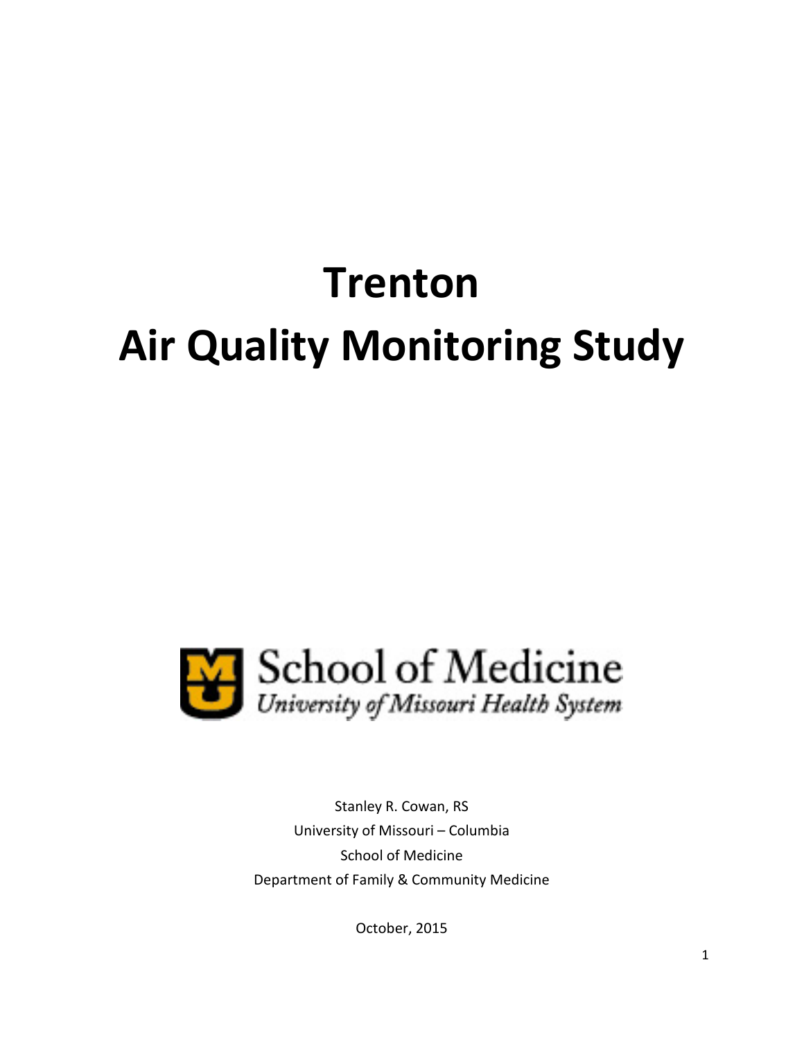# Trenton
# Air Quality Monitoring Study

School of Medicine
*University of Missouri Health System*

Stanley R. Cowan, RS
University of Missouri – Columbia
School of Medicine
Department of Family & Community Medicine

October, 2015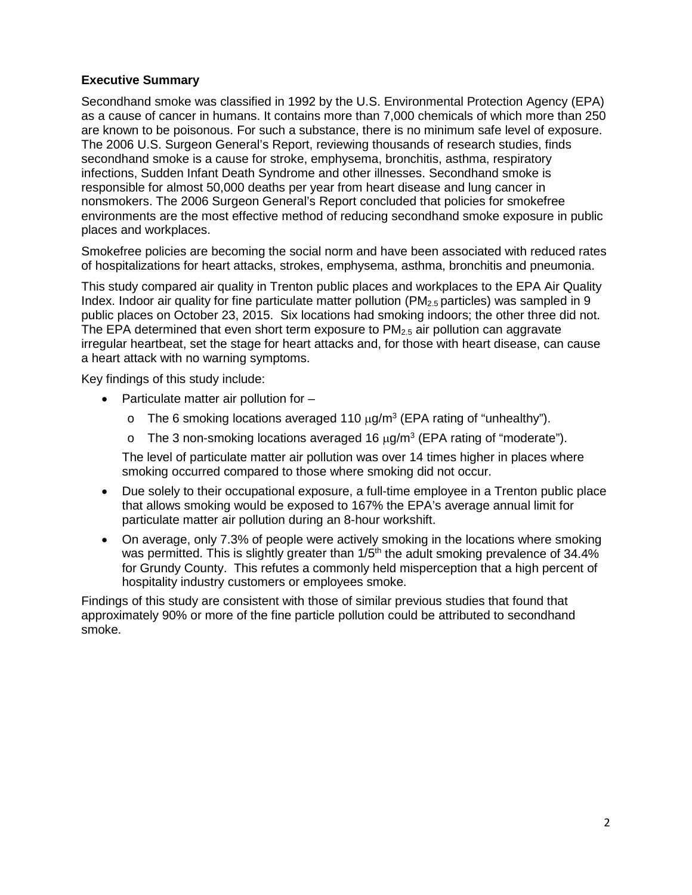## Executive Summary

Secondhand smoke was classified in 1992 by the U.S. Environmental Protection Agency (EPA) as a cause of cancer in humans. It contains more than 7,000 chemicals of which more than 250 are known to be poisonous. For such a substance, there is no minimum safe level of exposure. The 2006 U.S. Surgeon General's Report, reviewing thousands of research studies, finds secondhand smoke is a cause for stroke, emphysema, bronchitis, asthma, respiratory infections, Sudden Infant Death Syndrome and other illnesses. Secondhand smoke is responsible for almost 50,000 deaths per year from heart disease and lung cancer in nonsmokers. The 2006 Surgeon General's Report concluded that policies for smokefree environments are the most effective method of reducing secondhand smoke exposure in public places and workplaces.

Smokefree policies are becoming the social norm and have been associated with reduced rates of hospitalizations for heart attacks, strokes, emphysema, asthma, bronchitis and pneumonia.

This study compared air quality in Trenton public places and workplaces to the EPA Air Quality Index. Indoor air quality for fine particulate matter pollution ($PM_{2.5}$ particles) was sampled in 9 public places on October 23, 2015. Six locations had smoking indoors; the other three did not. The EPA determined that even short term exposure to $PM_{2.5}$ air pollution can aggravate irregular heartbeat, set the stage for heart attacks and, for those with heart disease, can cause a heart attack with no warning symptoms.

Key findings of this study include:

- Particulate matter air pollution for –
  - The 6 smoking locations averaged 110 $\mu g/m^3$ (EPA rating of "unhealthy").
  - The 3 non-smoking locations averaged 16 $\mu g/m^3$ (EPA rating of "moderate").

  The level of particulate matter air pollution was over 14 times higher in places where smoking occurred compared to those where smoking did not occur.
- Due solely to their occupational exposure, a full-time employee in a Trenton public place that allows smoking would be exposed to 167% the EPA's average annual limit for particulate matter air pollution during an 8-hour workshift.
- On average, only 7.3% of people were actively smoking in the locations where smoking was permitted. This is slightly greater than $1/5^{th}$ the adult smoking prevalence of 34.4% for Grundy County. This refutes a commonly held misperception that a high percent of hospitality industry customers or employees smoke.

Findings of this study are consistent with those of similar previous studies that found that approximately 90% or more of the fine particle pollution could be attributed to secondhand smoke.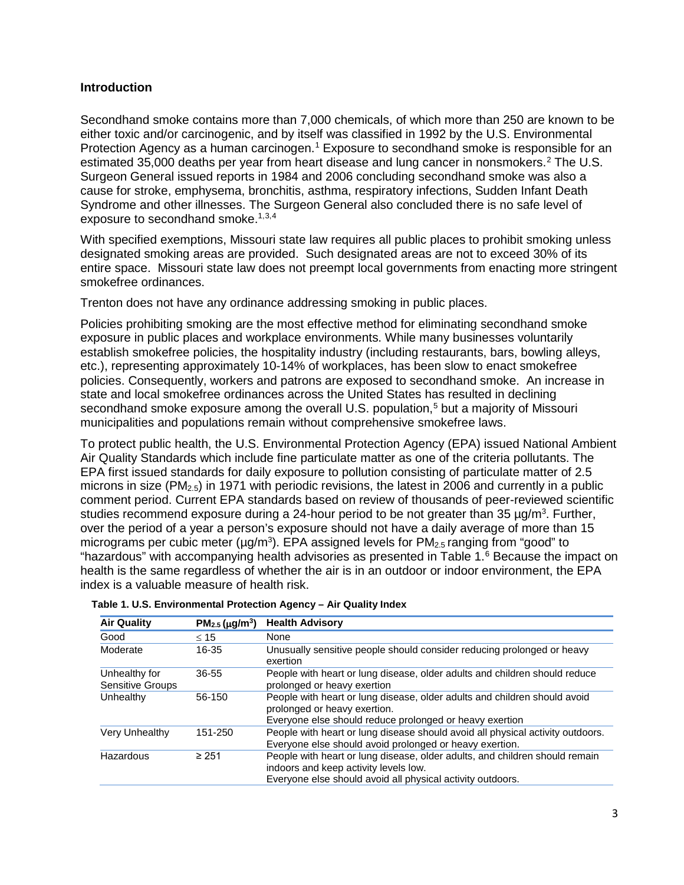## Introduction

Secondhand smoke contains more than 7,000 chemicals, of which more than 250 are known to be either toxic and/or carcinogenic, and by itself was classified in 1992 by the U.S. Environmental Protection Agency as a human carcinogen.[1] Exposure to secondhand smoke is responsible for an estimated 35,000 deaths per year from heart disease and lung cancer in nonsmokers.[2] The U.S. Surgeon General issued reports in 1984 and 2006 concluding secondhand smoke was also a cause for stroke, emphysema, bronchitis, asthma, respiratory infections, Sudden Infant Death Syndrome and other illnesses. The Surgeon General also concluded there is no safe level of exposure to secondhand smoke.[1,3,4]

With specified exemptions, Missouri state law requires all public places to prohibit smoking unless designated smoking areas are provided. Such designated areas are not to exceed 30% of its entire space. Missouri state law does not preempt local governments from enacting more stringent smokefree ordinances.

Trenton does not have any ordinance addressing smoking in public places.

Policies prohibiting smoking are the most effective method for eliminating secondhand smoke exposure in public places and workplace environments. While many businesses voluntarily establish smokefree policies, the hospitality industry (including restaurants, bars, bowling alleys, etc.), representing approximately 10-14% of workplaces, has been slow to enact smokefree policies. Consequently, workers and patrons are exposed to secondhand smoke. An increase in state and local smokefree ordinances across the United States has resulted in declining secondhand smoke exposure among the overall U.S. population,[5] but a majority of Missouri municipalities and populations remain without comprehensive smokefree laws.

To protect public health, the U.S. Environmental Protection Agency (EPA) issued National Ambient Air Quality Standards which include fine particulate matter as one of the criteria pollutants. The EPA first issued standards for daily exposure to pollution consisting of particulate matter of 2.5 microns in size ($PM_{2.5}$) in 1971 with periodic revisions, the latest in 2006 and currently in a public comment period. Current EPA standards based on review of thousands of peer-reviewed scientific studies recommend exposure during a 24-hour period to be not greater than 35 µg/m$^3$. Further, over the period of a year a person's exposure should not have a daily average of more than 15 micrograms per cubic meter (µg/m$^3$). EPA assigned levels for $PM_{2.5}$ ranging from "good" to "hazardous" with accompanying health advisories as presented in Table 1.[6] Because the impact on health is the same regardless of whether the air is in an outdoor or indoor environment, the EPA index is a valuable measure of health risk.

**Table 1. U.S. Environmental Protection Agency – Air Quality Index**

| Air Quality | $PM_{2.5}$ (µg/m$^3$) | Health Advisory |
|---|---|---|
| Good | ≤ 15 | None |
| Moderate | 16-35 | Unusually sensitive people should consider reducing prolonged or heavy exertion |
| Unhealthy for Sensitive Groups | 36-55 | People with heart or lung disease, older adults and children should reduce prolonged or heavy exertion |
| Unhealthy | 56-150 | People with heart or lung disease, older adults and children should avoid prolonged or heavy exertion. Everyone else should reduce prolonged or heavy exertion |
| Very Unhealthy | 151-250 | People with heart or lung disease should avoid all physical activity outdoors. Everyone else should avoid prolonged or heavy exertion. |
| Hazardous | ≥ 251 | People with heart or lung disease, older adults, and children should remain indoors and keep activity levels low. Everyone else should avoid all physical activity outdoors. |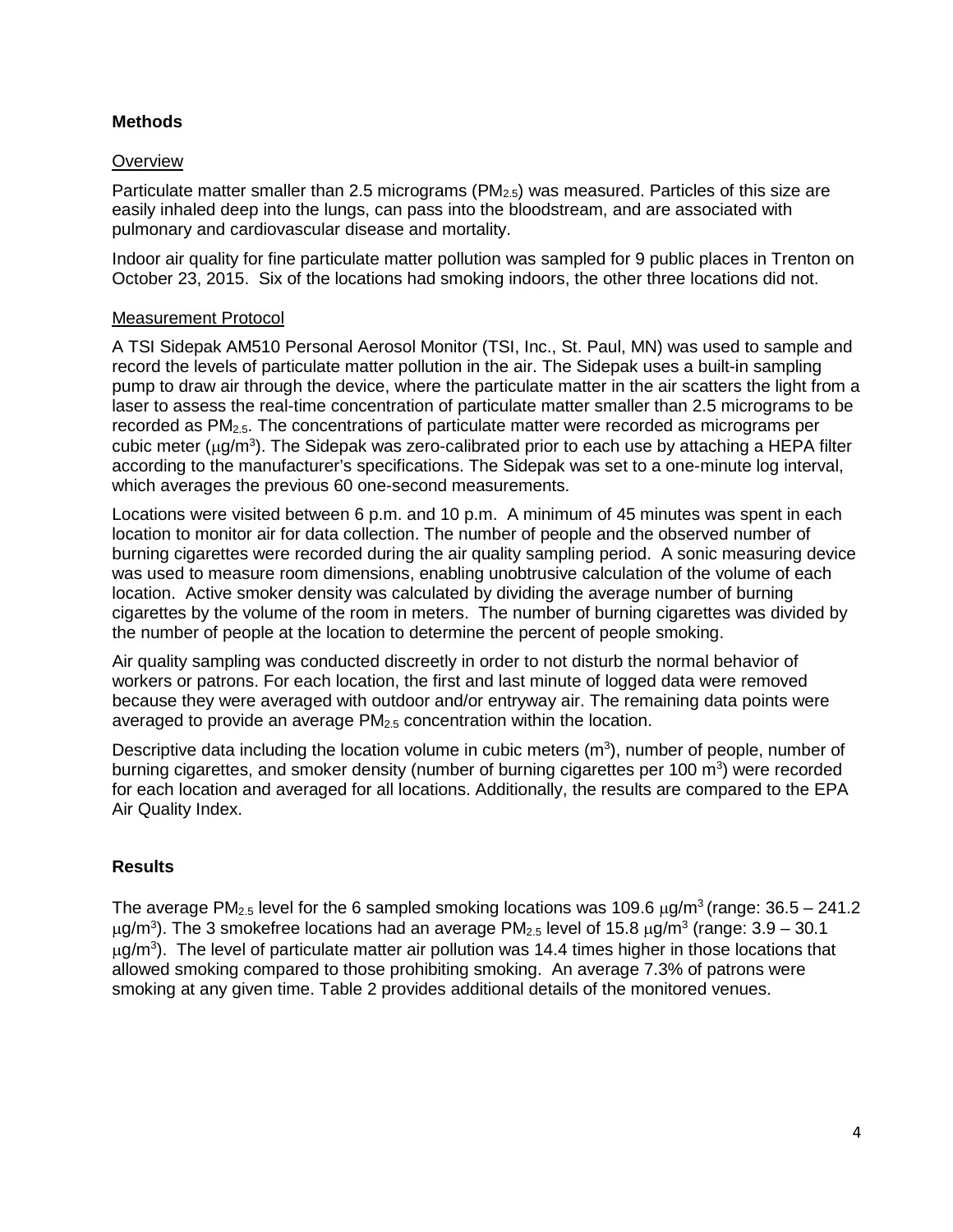## Methods

### Overview

Particulate matter smaller than 2.5 micrograms ($PM_{2.5}$) was measured. Particles of this size are easily inhaled deep into the lungs, can pass into the bloodstream, and are associated with pulmonary and cardiovascular disease and mortality.

Indoor air quality for fine particulate matter pollution was sampled for 9 public places in Trenton on October 23, 2015. Six of the locations had smoking indoors, the other three locations did not.

### Measurement Protocol

A TSI Sidepak AM510 Personal Aerosol Monitor (TSI, Inc., St. Paul, MN) was used to sample and record the levels of particulate matter pollution in the air. The Sidepak uses a built-in sampling pump to draw air through the device, where the particulate matter in the air scatters the light from a laser to assess the real-time concentration of particulate matter smaller than 2.5 micrograms to be recorded as $PM_{2.5}$. The concentrations of particulate matter were recorded as micrograms per cubic meter ($\mu g/m^3$). The Sidepak was zero-calibrated prior to each use by attaching a HEPA filter according to the manufacturer's specifications. The Sidepak was set to a one-minute log interval, which averages the previous 60 one-second measurements.

Locations were visited between 6 p.m. and 10 p.m. A minimum of 45 minutes was spent in each location to monitor air for data collection. The number of people and the observed number of burning cigarettes were recorded during the air quality sampling period. A sonic measuring device was used to measure room dimensions, enabling unobtrusive calculation of the volume of each location. Active smoker density was calculated by dividing the average number of burning cigarettes by the volume of the room in meters. The number of burning cigarettes was divided by the number of people at the location to determine the percent of people smoking.

Air quality sampling was conducted discreetly in order to not disturb the normal behavior of workers or patrons. For each location, the first and last minute of logged data were removed because they were averaged with outdoor and/or entryway air. The remaining data points were averaged to provide an average $PM_{2.5}$ concentration within the location.

Descriptive data including the location volume in cubic meters ($m^3$), number of people, number of burning cigarettes, and smoker density (number of burning cigarettes per 100 $m^3$) were recorded for each location and averaged for all locations. Additionally, the results are compared to the EPA Air Quality Index.

## Results

The average $PM_{2.5}$ level for the 6 sampled smoking locations was 109.6 $\mu g/m^3$ (range: 36.5 – 241.2 $\mu g/m^3$). The 3 smokefree locations had an average $PM_{2.5}$ level of 15.8 $\mu g/m^3$ (range: 3.9 – 30.1 $\mu g/m^3$). The level of particulate matter air pollution was 14.4 times higher in those locations that allowed smoking compared to those prohibiting smoking. An average 7.3% of patrons were smoking at any given time. Table 2 provides additional details of the monitored venues.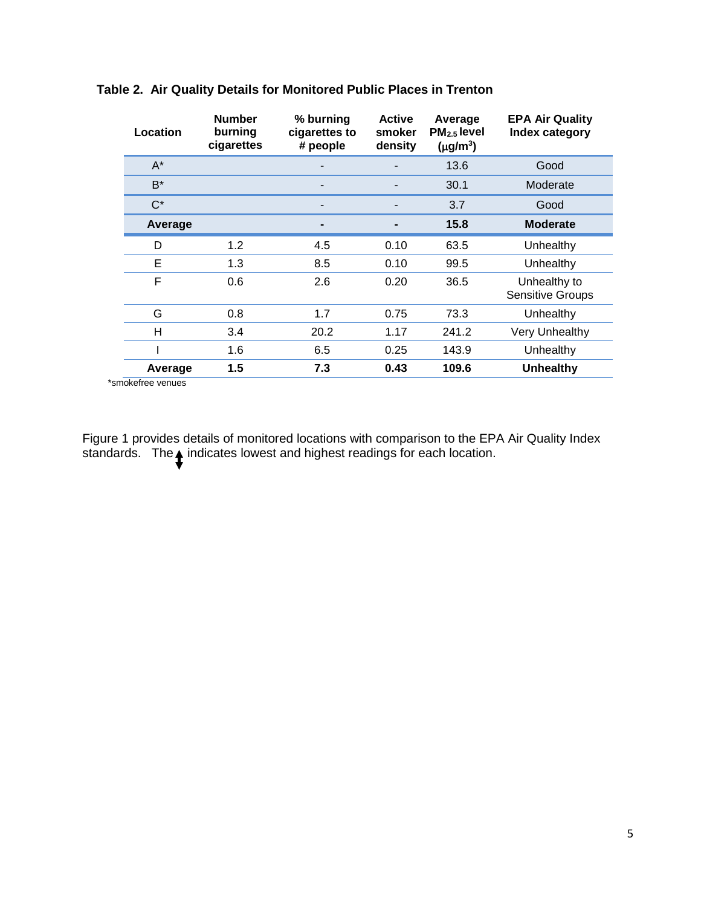**Table 2. Air Quality Details for Monitored Public Places in Trenton**

| Location | Number burning cigarettes | % burning cigarettes to # people | Active smoker density | Average $PM_{2.5}$ level ($\mu g/m^3$) | EPA Air Quality Index category |
|---|---|---|---|---|---|
| A* | | - | - | 13.6 | Good |
| B* | | - | - | 30.1 | Moderate |
| C* | | - | - | 3.7 | Good |
| **Average** | | **-** | **-** | **15.8** | **Moderate** |
| D | 1.2 | 4.5 | 0.10 | 63.5 | Unhealthy |
| E | 1.3 | 8.5 | 0.10 | 99.5 | Unhealthy |
| F | 0.6 | 2.6 | 0.20 | 36.5 | Unhealthy to Sensitive Groups |
| G | 0.8 | 1.7 | 0.75 | 73.3 | Unhealthy |
| H | 3.4 | 20.2 | 1.17 | 241.2 | Very Unhealthy |
| I | 1.6 | 6.5 | 0.25 | 143.9 | Unhealthy |
| **Average** | **1.5** | **7.3** | **0.43** | **109.6** | **Unhealthy** |

*smokefree venues

Figure 1 provides details of monitored locations with comparison to the EPA Air Quality Index standards. The ↕ indicates lowest and highest readings for each location.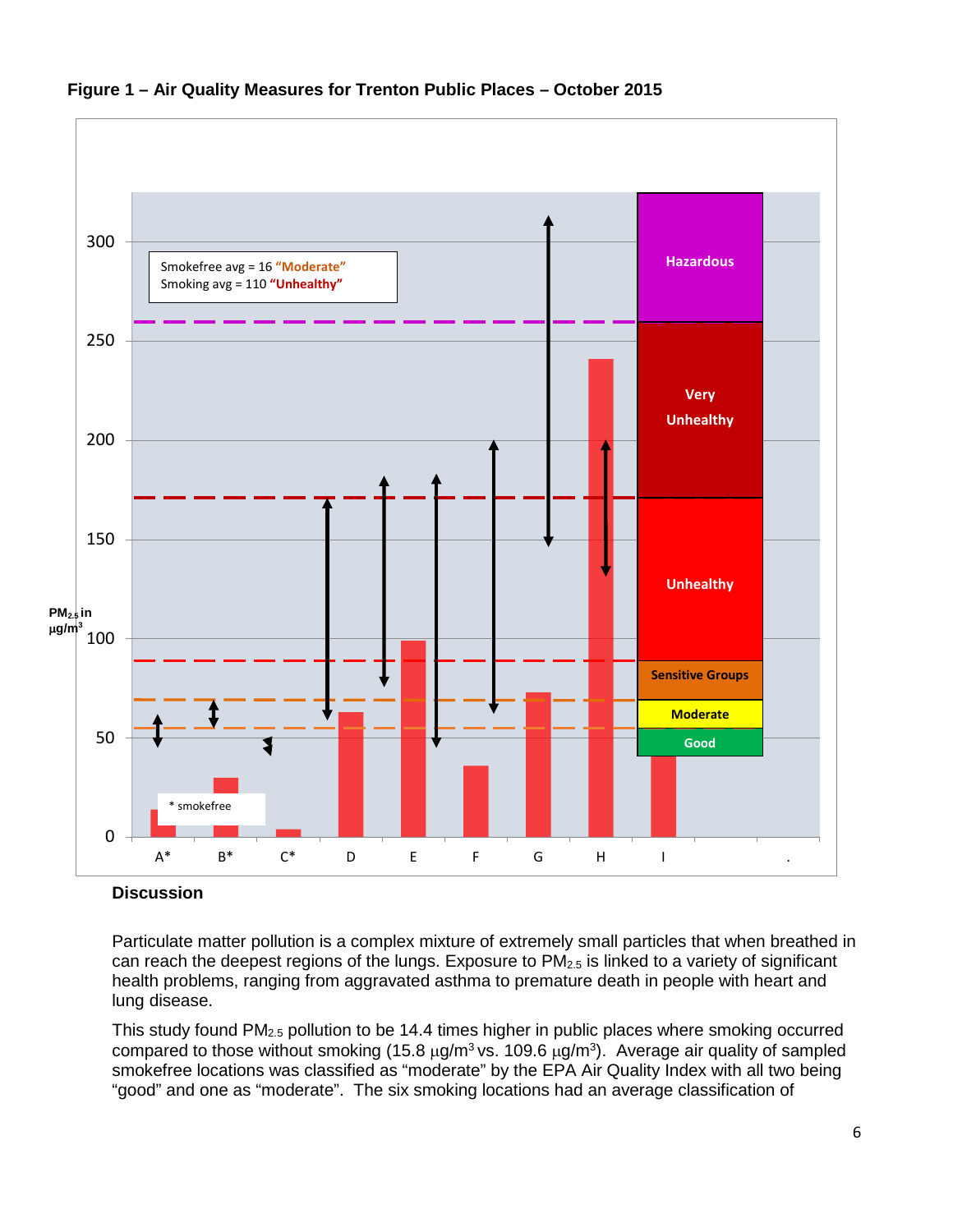**Figure 1 – Air Quality Measures for Trenton Public Places – October 2015**

Smokefree avg = 16 **"Moderate"**
Smoking avg = 110 **"Unhealthy"**

\* smokefree

## Discussion

Particulate matter pollution is a complex mixture of extremely small particles that when breathed in can reach the deepest regions of the lungs. Exposure to $PM_{2.5}$ is linked to a variety of significant health problems, ranging from aggravated asthma to premature death in people with heart and lung disease.

This study found $PM_{2.5}$ pollution to be 14.4 times higher in public places where smoking occurred compared to those without smoking (15.8 $\mu g/m^3$ vs. 109.6 $\mu g/m^3$). Average air quality of sampled smokefree locations was classified as "moderate" by the EPA Air Quality Index with all two being "good" and one as "moderate". The six smoking locations had an average classification of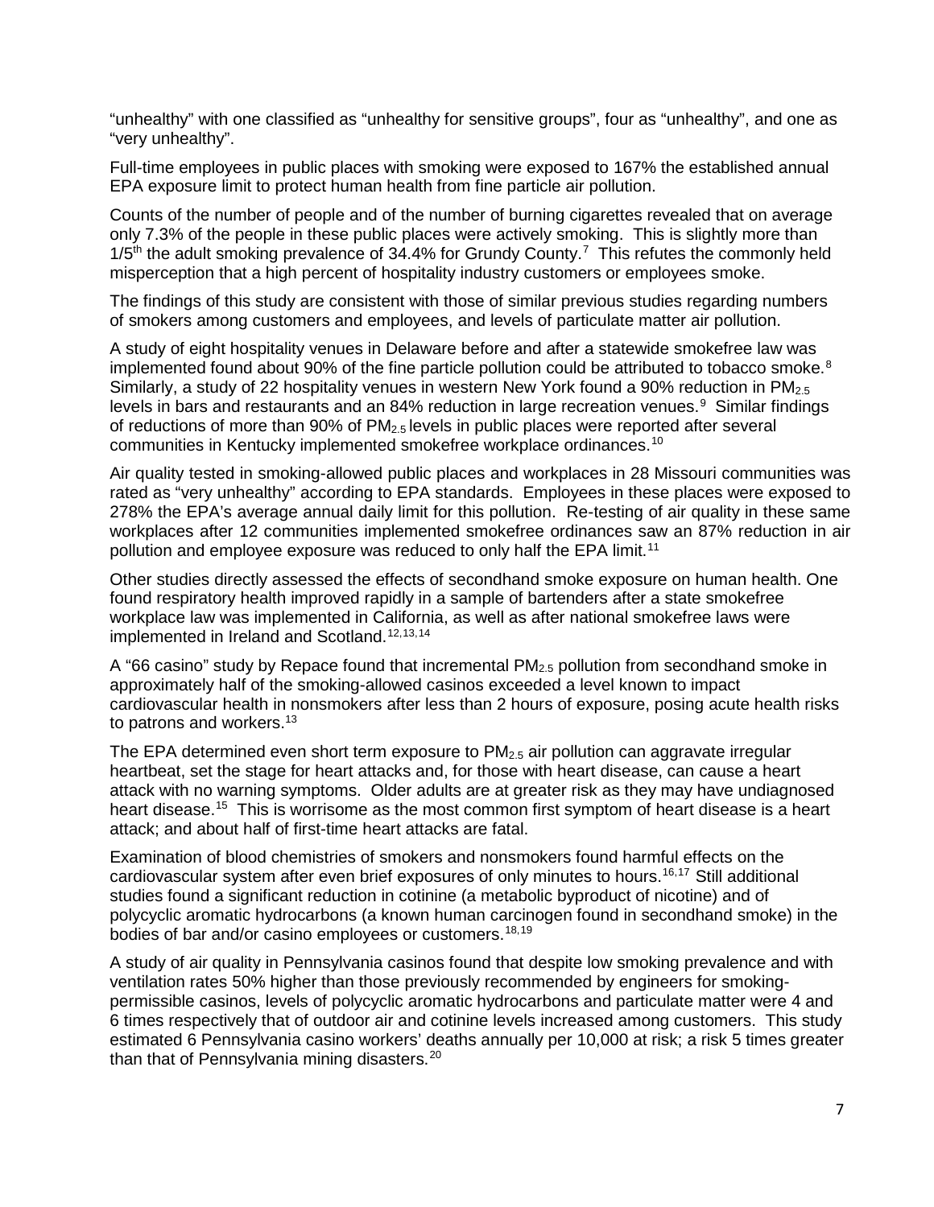"unhealthy" with one classified as "unhealthy for sensitive groups", four as "unhealthy", and one as "very unhealthy".

Full-time employees in public places with smoking were exposed to 167% the established annual EPA exposure limit to protect human health from fine particle air pollution.

Counts of the number of people and of the number of burning cigarettes revealed that on average only 7.3% of the people in these public places were actively smoking. This is slightly more than 1/5$^{th}$ the adult smoking prevalence of 34.4% for Grundy County.[7] This refutes the commonly held misperception that a high percent of hospitality industry customers or employees smoke.

The findings of this study are consistent with those of similar previous studies regarding numbers of smokers among customers and employees, and levels of particulate matter air pollution.

A study of eight hospitality venues in Delaware before and after a statewide smokefree law was implemented found about 90% of the fine particle pollution could be attributed to tobacco smoke.[8] Similarly, a study of 22 hospitality venues in western New York found a 90% reduction in $PM_{2.5}$ levels in bars and restaurants and an 84% reduction in large recreation venues.[9] Similar findings of reductions of more than 90% of $PM_{2.5}$ levels in public places were reported after several communities in Kentucky implemented smokefree workplace ordinances.[10]

Air quality tested in smoking-allowed public places and workplaces in 28 Missouri communities was rated as "very unhealthy" according to EPA standards. Employees in these places were exposed to 278% the EPA's average annual daily limit for this pollution. Re-testing of air quality in these same workplaces after 12 communities implemented smokefree ordinances saw an 87% reduction in air pollution and employee exposure was reduced to only half the EPA limit.[11]

Other studies directly assessed the effects of secondhand smoke exposure on human health. One found respiratory health improved rapidly in a sample of bartenders after a state smokefree workplace law was implemented in California, as well as after national smokefree laws were implemented in Ireland and Scotland.[12,13,14]

A "66 casino" study by Repace found that incremental $PM_{2.5}$ pollution from secondhand smoke in approximately half of the smoking-allowed casinos exceeded a level known to impact cardiovascular health in nonsmokers after less than 2 hours of exposure, posing acute health risks to patrons and workers.[13]

The EPA determined even short term exposure to $PM_{2.5}$ air pollution can aggravate irregular heartbeat, set the stage for heart attacks and, for those with heart disease, can cause a heart attack with no warning symptoms. Older adults are at greater risk as they may have undiagnosed heart disease.[15] This is worrisome as the most common first symptom of heart disease is a heart attack; and about half of first-time heart attacks are fatal.

Examination of blood chemistries of smokers and nonsmokers found harmful effects on the cardiovascular system after even brief exposures of only minutes to hours.[16,17] Still additional studies found a significant reduction in cotinine (a metabolic byproduct of nicotine) and of polycyclic aromatic hydrocarbons (a known human carcinogen found in secondhand smoke) in the bodies of bar and/or casino employees or customers.[18,19]

A study of air quality in Pennsylvania casinos found that despite low smoking prevalence and with ventilation rates 50% higher than those previously recommended by engineers for smoking-permissible casinos, levels of polycyclic aromatic hydrocarbons and particulate matter were 4 and 6 times respectively that of outdoor air and cotinine levels increased among customers. This study estimated 6 Pennsylvania casino workers' deaths annually per 10,000 at risk; a risk 5 times greater than that of Pennsylvania mining disasters.[20]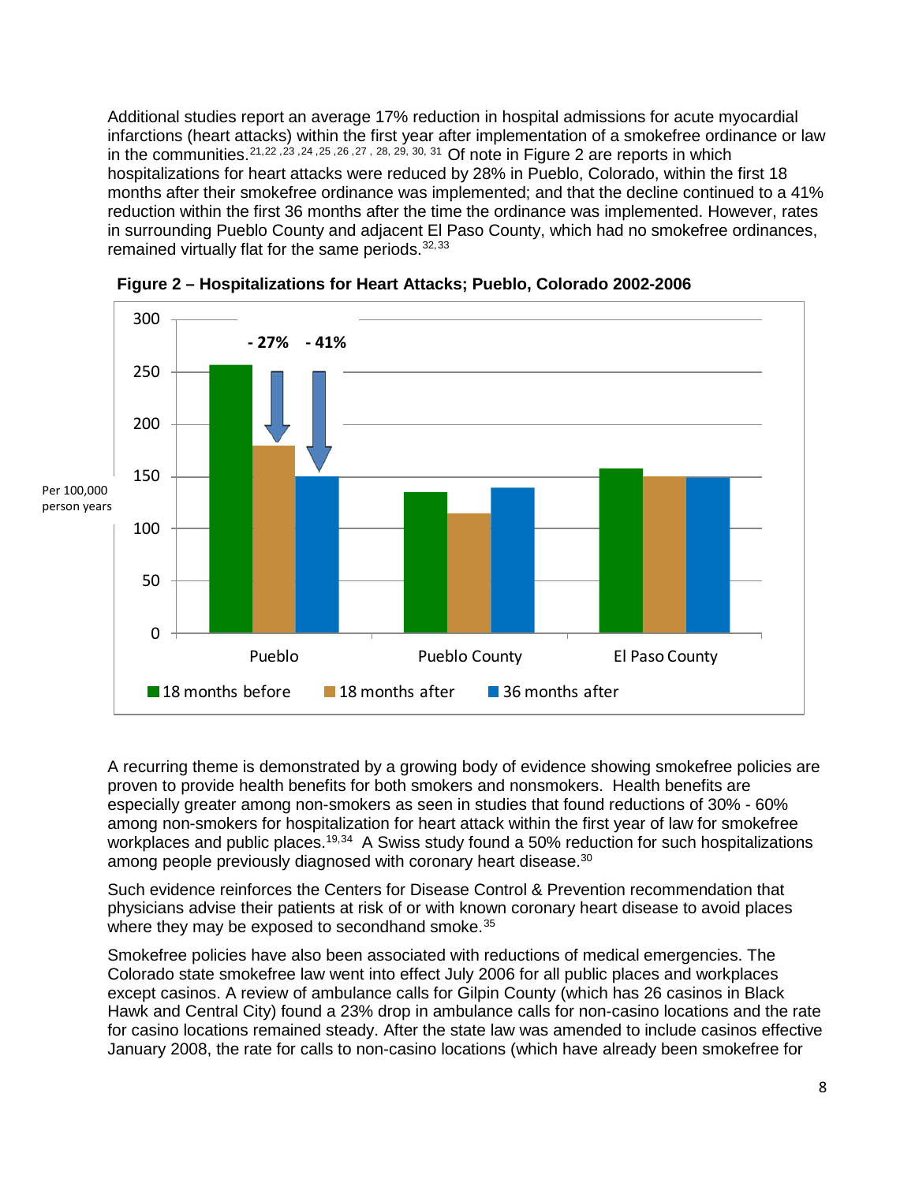Additional studies report an average 17% reduction in hospital admissions for acute myocardial infarctions (heart attacks) within the first year after implementation of a smokefree ordinance or law in the communities.[21,22,23,24,25,26,27,28,29,30,31] Of note in Figure 2 are reports in which hospitalizations for heart attacks were reduced by 28% in Pueblo, Colorado, within the first 18 months after their smokefree ordinance was implemented; and that the decline continued to a 41% reduction within the first 36 months after the time the ordinance was implemented. However, rates in surrounding Pueblo County and adjacent El Paso County, which had no smokefree ordinances, remained virtually flat for the same periods.[32,33]

**Figure 2 – Hospitalizations for Heart Attacks; Pueblo, Colorado 2002-2006**

A recurring theme is demonstrated by a growing body of evidence showing smokefree policies are proven to provide health benefits for both smokers and nonsmokers. Health benefits are especially greater among non-smokers as seen in studies that found reductions of 30% - 60% among non-smokers for hospitalization for heart attack within the first year of law for smokefree workplaces and public places.[19,34] A Swiss study found a 50% reduction for such hospitalizations among people previously diagnosed with coronary heart disease.[30]

Such evidence reinforces the Centers for Disease Control & Prevention recommendation that physicians advise their patients at risk of or with known coronary heart disease to avoid places where they may be exposed to secondhand smoke.[35]

Smokefree policies have also been associated with reductions of medical emergencies. The Colorado state smokefree law went into effect July 2006 for all public places and workplaces except casinos. A review of ambulance calls for Gilpin County (which has 26 casinos in Black Hawk and Central City) found a 23% drop in ambulance calls for non-casino locations and the rate for casino locations remained steady. After the state law was amended to include casinos effective January 2008, the rate for calls to non-casino locations (which have already been smokefree for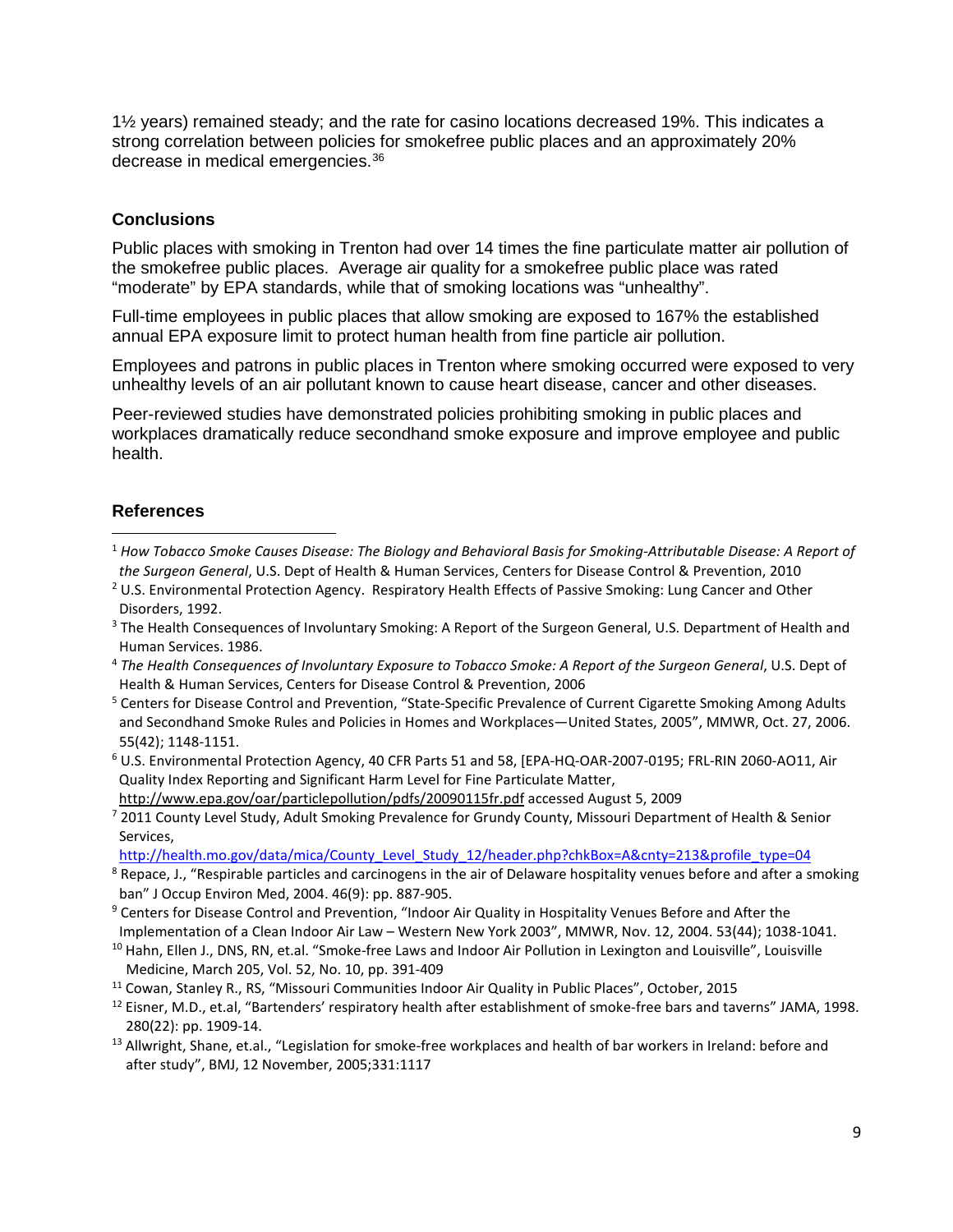1½ years) remained steady; and the rate for casino locations decreased 19%. This indicates a strong correlation between policies for smokefree public places and an approximately 20% decrease in medical emergencies.[36]

## Conclusions

Public places with smoking in Trenton had over 14 times the fine particulate matter air pollution of the smokefree public places. Average air quality for a smokefree public place was rated "moderate" by EPA standards, while that of smoking locations was "unhealthy".

Full-time employees in public places that allow smoking are exposed to 167% the established annual EPA exposure limit to protect human health from fine particle air pollution.

Employees and patrons in public places in Trenton where smoking occurred were exposed to very unhealthy levels of an air pollutant known to cause heart disease, cancer and other diseases.

Peer-reviewed studies have demonstrated policies prohibiting smoking in public places and workplaces dramatically reduce secondhand smoke exposure and improve employee and public health.

## References

[1] *How Tobacco Smoke Causes Disease: The Biology and Behavioral Basis for Smoking-Attributable Disease: A Report of the Surgeon General*, U.S. Dept of Health & Human Services, Centers for Disease Control & Prevention, 2010

[2] U.S. Environmental Protection Agency. Respiratory Health Effects of Passive Smoking: Lung Cancer and Other Disorders, 1992.

[3] The Health Consequences of Involuntary Smoking: A Report of the Surgeon General, U.S. Department of Health and Human Services. 1986.

[4] *The Health Consequences of Involuntary Exposure to Tobacco Smoke: A Report of the Surgeon General*, U.S. Dept of Health & Human Services, Centers for Disease Control & Prevention, 2006

[5] Centers for Disease Control and Prevention, "State-Specific Prevalence of Current Cigarette Smoking Among Adults and Secondhand Smoke Rules and Policies in Homes and Workplaces—United States, 2005", MMWR, Oct. 27, 2006. 55(42); 1148-1151.

[6] U.S. Environmental Protection Agency, 40 CFR Parts 51 and 58, [EPA-HQ-OAR-2007-0195; FRL-RIN 2060-AO11, Air Quality Index Reporting and Significant Harm Level for Fine Particulate Matter, http://www.epa.gov/oar/particlepollution/pdfs/20090115fr.pdf accessed August 5, 2009

[7] 2011 County Level Study, Adult Smoking Prevalence for Grundy County, Missouri Department of Health & Senior Services, http://health.mo.gov/data/mica/County_Level_Study_12/header.php?chkBox=A&cnty=213&profile_type=04

[8] Repace, J., "Respirable particles and carcinogens in the air of Delaware hospitality venues before and after a smoking ban" J Occup Environ Med, 2004. 46(9): pp. 887-905.

[9] Centers for Disease Control and Prevention, "Indoor Air Quality in Hospitality Venues Before and After the Implementation of a Clean Indoor Air Law – Western New York 2003", MMWR, Nov. 12, 2004. 53(44); 1038-1041.

[10] Hahn, Ellen J., DNS, RN, et.al. "Smoke-free Laws and Indoor Air Pollution in Lexington and Louisville", Louisville Medicine, March 205, Vol. 52, No. 10, pp. 391-409

[11] Cowan, Stanley R., RS, "Missouri Communities Indoor Air Quality in Public Places", October, 2015

[12] Eisner, M.D., et.al, "Bartenders' respiratory health after establishment of smoke-free bars and taverns" JAMA, 1998. 280(22): pp. 1909-14.

[13] Allwright, Shane, et.al., "Legislation for smoke-free workplaces and health of bar workers in Ireland: before and after study", BMJ, 12 November, 2005;331:1117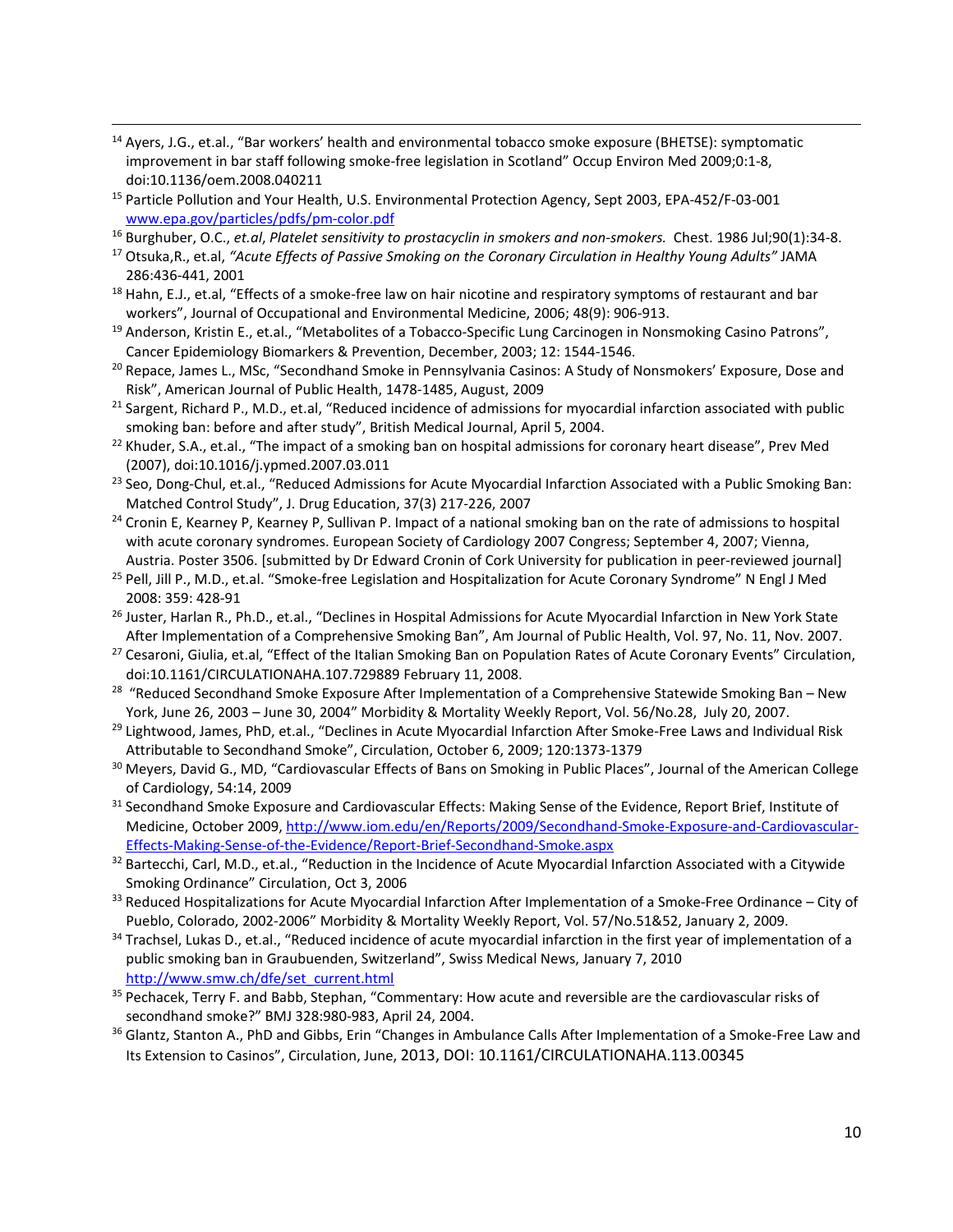[14] Ayers, J.G., et.al., "Bar workers' health and environmental tobacco smoke exposure (BHETSE): symptomatic improvement in bar staff following smoke-free legislation in Scotland" Occup Environ Med 2009;0:1-8, doi:10.1136/oem.2008.040211

[15] Particle Pollution and Your Health, U.S. Environmental Protection Agency, Sept 2003, EPA-452/F-03-001 www.epa.gov/particles/pdfs/pm-color.pdf

[16] Burghuber, O.C., *et.al*, *Platelet sensitivity to prostacyclin in smokers and non-smokers.* Chest. 1986 Jul;90(1):34-8.

[17] Otsuka,R., et.al, *"Acute Effects of Passive Smoking on the Coronary Circulation in Healthy Young Adults"* JAMA 286:436-441, 2001

[18] Hahn, E.J., et.al, "Effects of a smoke-free law on hair nicotine and respiratory symptoms of restaurant and bar workers", Journal of Occupational and Environmental Medicine, 2006; 48(9): 906-913.

[19] Anderson, Kristin E., et.al., "Metabolites of a Tobacco-Specific Lung Carcinogen in Nonsmoking Casino Patrons", Cancer Epidemiology Biomarkers & Prevention, December, 2003; 12: 1544-1546.

[20] Repace, James L., MSc, "Secondhand Smoke in Pennsylvania Casinos: A Study of Nonsmokers' Exposure, Dose and Risk", American Journal of Public Health, 1478-1485, August, 2009

[21] Sargent, Richard P., M.D., et.al, "Reduced incidence of admissions for myocardial infarction associated with public smoking ban: before and after study", British Medical Journal, April 5, 2004.

[22] Khuder, S.A., et.al., "The impact of a smoking ban on hospital admissions for coronary heart disease", Prev Med (2007), doi:10.1016/j.ypmed.2007.03.011

[23] Seo, Dong-Chul, et.al., "Reduced Admissions for Acute Myocardial Infarction Associated with a Public Smoking Ban: Matched Control Study", J. Drug Education, 37(3) 217-226, 2007

[24] Cronin E, Kearney P, Kearney P, Sullivan P. Impact of a national smoking ban on the rate of admissions to hospital with acute coronary syndromes. European Society of Cardiology 2007 Congress; September 4, 2007; Vienna, Austria. Poster 3506. [submitted by Dr Edward Cronin of Cork University for publication in peer-reviewed journal]

[25] Pell, Jill P., M.D., et.al. "Smoke-free Legislation and Hospitalization for Acute Coronary Syndrome" N Engl J Med 2008: 359: 428-91

[26] Juster, Harlan R., Ph.D., et.al., "Declines in Hospital Admissions for Acute Myocardial Infarction in New York State After Implementation of a Comprehensive Smoking Ban", Am Journal of Public Health, Vol. 97, No. 11, Nov. 2007.

[27] Cesaroni, Giulia, et.al, "Effect of the Italian Smoking Ban on Population Rates of Acute Coronary Events" Circulation, doi:10.1161/CIRCULATIONAHA.107.729889 February 11, 2008.

[28] "Reduced Secondhand Smoke Exposure After Implementation of a Comprehensive Statewide Smoking Ban – New York, June 26, 2003 – June 30, 2004" Morbidity & Mortality Weekly Report, Vol. 56/No.28, July 20, 2007.

[29] Lightwood, James, PhD, et.al., "Declines in Acute Myocardial Infarction After Smoke-Free Laws and Individual Risk Attributable to Secondhand Smoke", Circulation, October 6, 2009; 120:1373-1379

[30] Meyers, David G., MD, "Cardiovascular Effects of Bans on Smoking in Public Places", Journal of the American College of Cardiology, 54:14, 2009

[31] Secondhand Smoke Exposure and Cardiovascular Effects: Making Sense of the Evidence, Report Brief, Institute of Medicine, October 2009, http://www.iom.edu/en/Reports/2009/Secondhand-Smoke-Exposure-and-Cardiovascular-Effects-Making-Sense-of-the-Evidence/Report-Brief-Secondhand-Smoke.aspx

[32] Bartecchi, Carl, M.D., et.al., "Reduction in the Incidence of Acute Myocardial Infarction Associated with a Citywide Smoking Ordinance" Circulation, Oct 3, 2006

[33] Reduced Hospitalizations for Acute Myocardial Infarction After Implementation of a Smoke-Free Ordinance – City of Pueblo, Colorado, 2002-2006" Morbidity & Mortality Weekly Report, Vol. 57/No.51&52, January 2, 2009.

[34] Trachsel, Lukas D., et.al., "Reduced incidence of acute myocardial infarction in the first year of implementation of a public smoking ban in Graubuenden, Switzerland", Swiss Medical News, January 7, 2010 http://www.smw.ch/dfe/set_current.html

[35] Pechacek, Terry F. and Babb, Stephan, "Commentary: How acute and reversible are the cardiovascular risks of secondhand smoke?" BMJ 328:980-983, April 24, 2004.

[36] Glantz, Stanton A., PhD and Gibbs, Erin "Changes in Ambulance Calls After Implementation of a Smoke-Free Law and Its Extension to Casinos", Circulation, June, 2013, DOI: 10.1161/CIRCULATIONAHA.113.00345